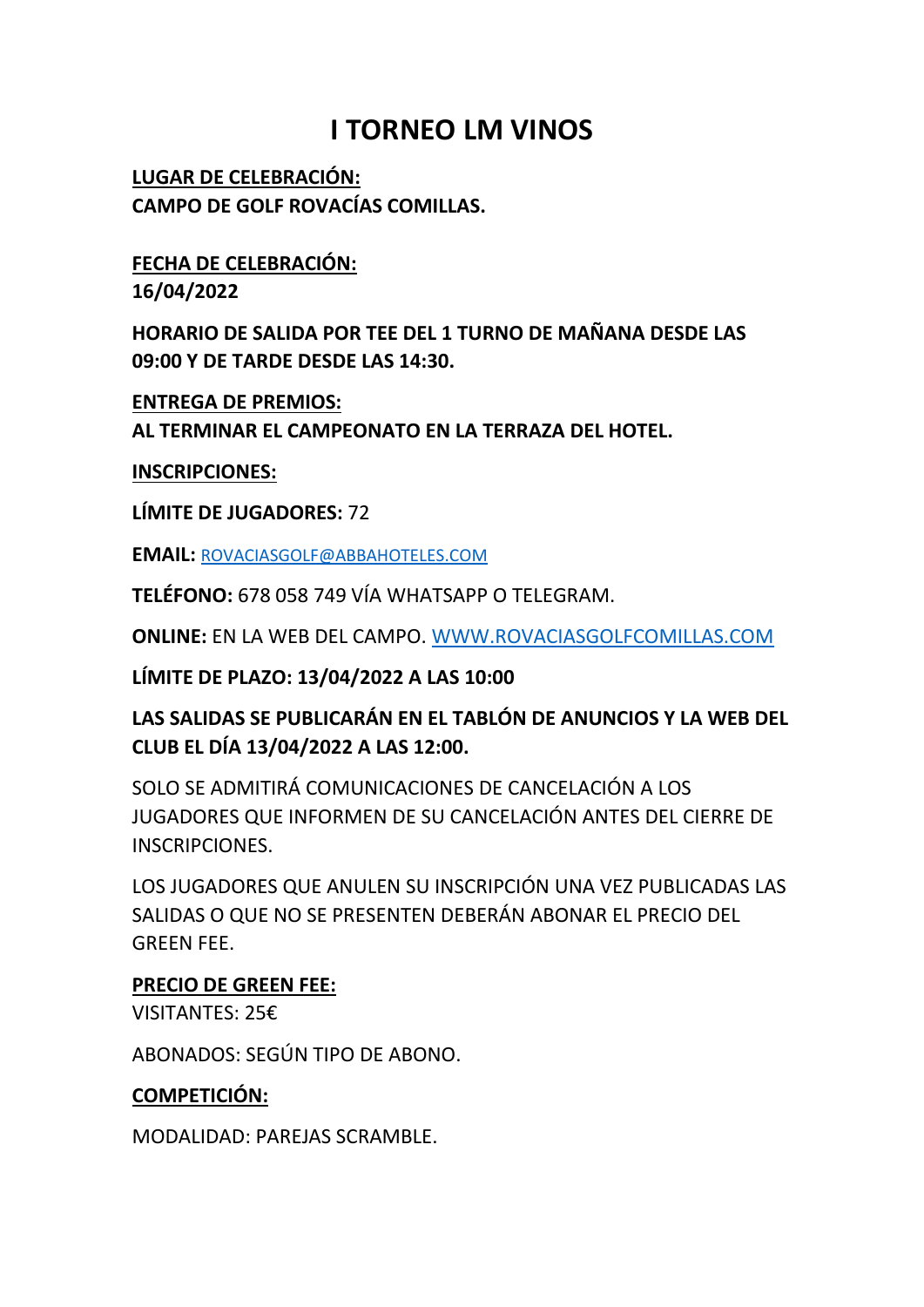# I TORNEO LM VINOS

**LUGAR DE CELEBRACIÓN:**
**CAMPO DE GOLF ROVACÍAS COMILLAS.**

**FECHA DE CELEBRACIÓN:**
**16/04/2022**

**HORARIO DE SALIDA POR TEE DEL 1 TURNO DE MAÑANA DESDE LAS 09:00 Y DE TARDE DESDE LAS 14:30.**

**ENTREGA DE PREMIOS:**
**AL TERMINAR EL CAMPEONATO EN LA TERRAZA DEL HOTEL.**

**INSCRIPCIONES:**

**LÍMITE DE JUGADORES:** 72

**EMAIL:** ROVACIASGOLF@ABBAHOTELES.COM

**TELÉFONO:** 678 058 749 VÍA WHATSAPP O TELEGRAM.

**ONLINE:** EN LA WEB DEL CAMPO. WWW.ROVACIASGOLFCOMILLAS.COM

**LÍMITE DE PLAZO: 13/04/2022 A LAS 10:00**

**LAS SALIDAS SE PUBLICARÁN EN EL TABLÓN DE ANUNCIOS Y LA WEB DEL CLUB EL DÍA 13/04/2022 A LAS 12:00.**

SOLO SE ADMITIRÁ COMUNICACIONES DE CANCELACIÓN A LOS JUGADORES QUE INFORMEN DE SU CANCELACIÓN ANTES DEL CIERRE DE INSCRIPCIONES.

LOS JUGADORES QUE ANULEN SU INSCRIPCIÓN UNA VEZ PUBLICADAS LAS SALIDAS O QUE NO SE PRESENTEN DEBERÁN ABONAR EL PRECIO DEL GREEN FEE.

**PRECIO DE GREEN FEE:**
VISITANTES: 25€

ABONADOS: SEGÚN TIPO DE ABONO.

**COMPETICIÓN:**

MODALIDAD: PAREJAS SCRAMBLE.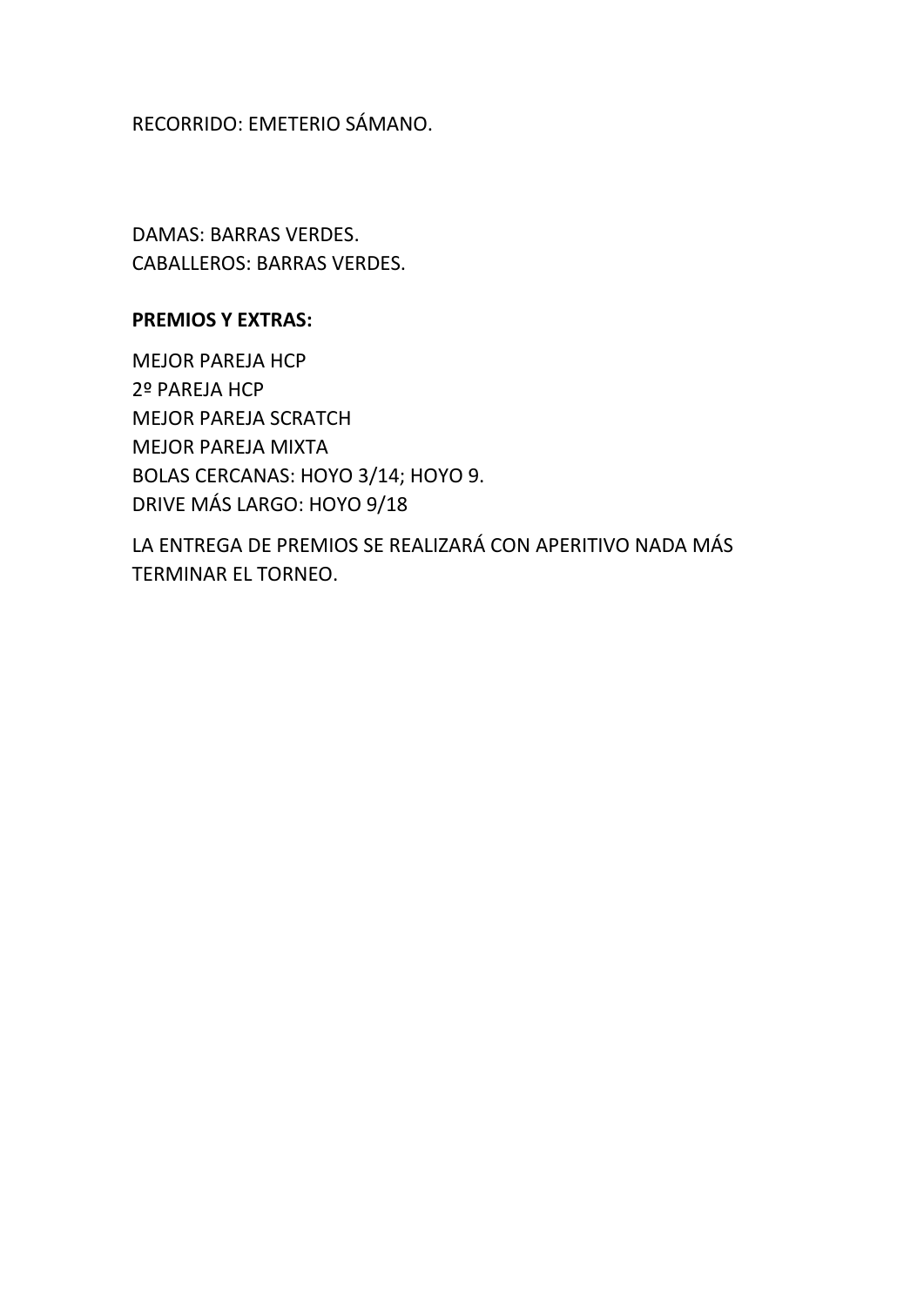RECORRIDO: EMETERIO SÁMANO.

DAMAS: BARRAS VERDES.
CABALLEROS: BARRAS VERDES.

**PREMIOS Y EXTRAS:**

MEJOR PAREJA HCP
2º PAREJA HCP
MEJOR PAREJA SCRATCH
MEJOR PAREJA MIXTA
BOLAS CERCANAS: HOYO 3/14; HOYO 9.
DRIVE MÁS LARGO: HOYO 9/18

LA ENTREGA DE PREMIOS SE REALIZARÁ CON APERITIVO NADA MÁS TERMINAR EL TORNEO.